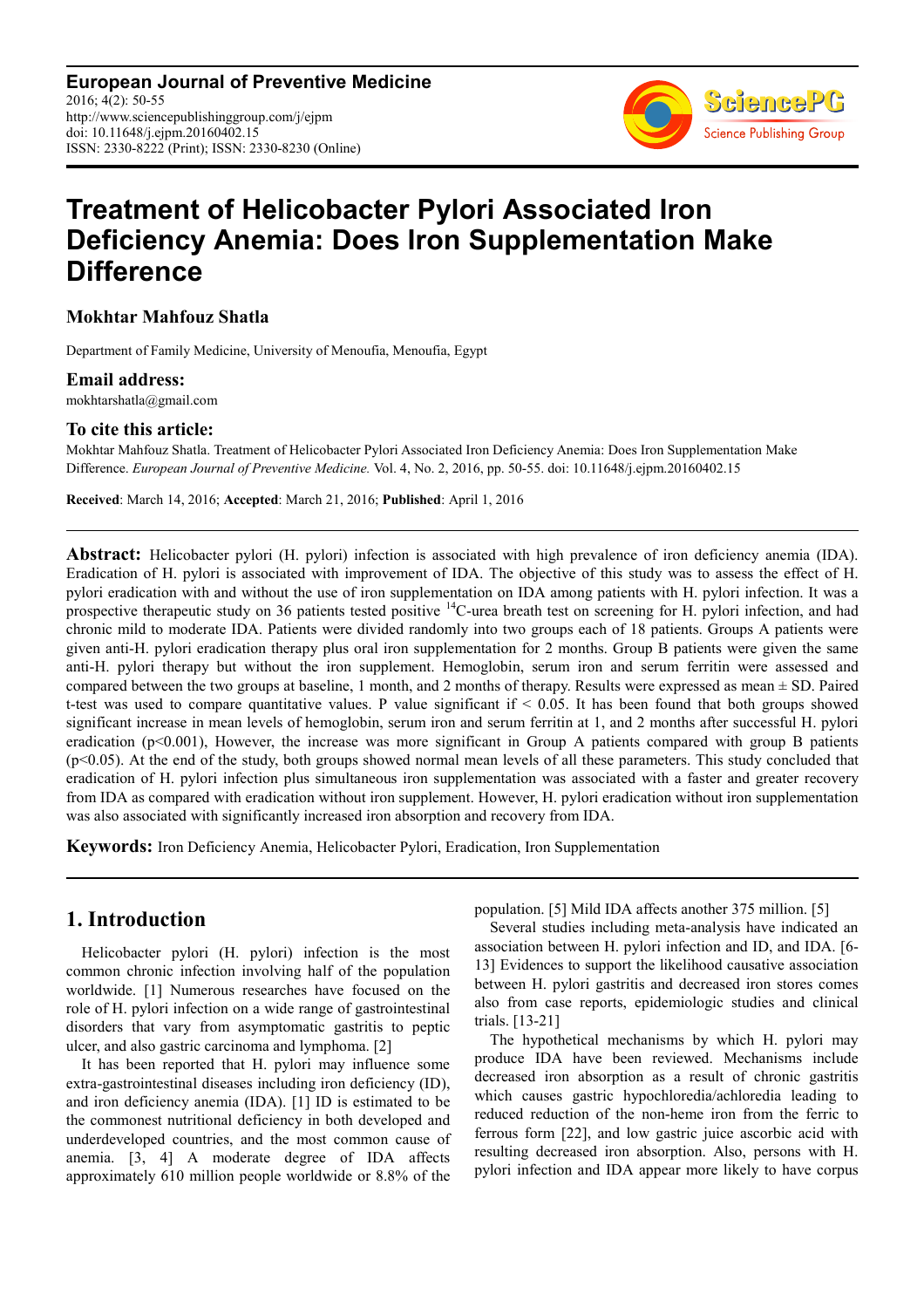**European Journal of Preventive Medicine**
2016; 4(2): 50-55
http://www.sciencepublishinggroup.com/j/ejpm
doi: 10.11648/j.ejpm.20160402.15
ISSN: 2330-8222 (Print); ISSN: 2330-8230 (Online)

# Treatment of Helicobacter Pylori Associated Iron Deficiency Anemia: Does Iron Supplementation Make Difference

**Mokhtar Mahfouz Shatla**

Department of Family Medicine, University of Menoufia, Menoufia, Egypt

### Email address:

mokhtarshatla@gmail.com

### To cite this article:

Mokhtar Mahfouz Shatla. Treatment of Helicobacter Pylori Associated Iron Deficiency Anemia: Does Iron Supplementation Make Difference. *European Journal of Preventive Medicine.* Vol. 4, No. 2, 2016, pp. 50-55. doi: 10.11648/j.ejpm.20160402.15

**Received**: March 14, 2016; **Accepted**: March 21, 2016; **Published**: April 1, 2016

---

**Abstract:** Helicobacter pylori (H. pylori) infection is associated with high prevalence of iron deficiency anemia (IDA). Eradication of H. pylori is associated with improvement of IDA. The objective of this study was to assess the effect of H. pylori eradication with and without the use of iron supplementation on IDA among patients with H. pylori infection. It was a prospective therapeutic study on 36 patients tested positive $^{14}$C-urea breath test on screening for H. pylori infection, and had chronic mild to moderate IDA. Patients were divided randomly into two groups each of 18 patients. Groups A patients were given anti-H. pylori eradication therapy plus oral iron supplementation for 2 months. Group B patients were given the same anti-H. pylori therapy but without the iron supplement. Hemoglobin, serum iron and serum ferritin were assessed and compared between the two groups at baseline, 1 month, and 2 months of therapy. Results were expressed as mean ± SD. Paired t-test was used to compare quantitative values. P value significant if < 0.05. It has been found that both groups showed significant increase in mean levels of hemoglobin, serum iron and serum ferritin at 1, and 2 months after successful H. pylori eradication ($p<0.001$), However, the increase was more significant in Group A patients compared with group B patients ($p<0.05$). At the end of the study, both groups showed normal mean levels of all these parameters. This study concluded that eradication of H. pylori infection plus simultaneous iron supplementation was associated with a faster and greater recovery from IDA as compared with eradication without iron supplement. However, H. pylori eradication without iron supplementation was also associated with significantly increased iron absorption and recovery from IDA.

**Keywords:** Iron Deficiency Anemia, Helicobacter Pylori, Eradication, Iron Supplementation

---

## 1. Introduction

Helicobacter pylori (H. pylori) infection is the most common chronic infection involving half of the population worldwide. [1] Numerous researches have focused on the role of H. pylori infection on a wide range of gastrointestinal disorders that vary from asymptomatic gastritis to peptic ulcer, and also gastric carcinoma and lymphoma. [2]

It has been reported that H. pylori may influence some extra-gastrointestinal diseases including iron deficiency (ID), and iron deficiency anemia (IDA). [1] ID is estimated to be the commonest nutritional deficiency in both developed and underdeveloped countries, and the most common cause of anemia. [3, 4] A moderate degree of IDA affects approximately 610 million people worldwide or 8.8% of the population. [5] Mild IDA affects another 375 million. [5]

Several studies including meta-analysis have indicated an association between H. pylori infection and ID, and IDA. [6-13] Evidences to support the likelihood causative association between H. pylori gastritis and decreased iron stores comes also from case reports, epidemiologic studies and clinical trials. [13-21]

The hypothetical mechanisms by which H. pylori may produce IDA have been reviewed. Mechanisms include decreased iron absorption as a result of chronic gastritis which causes gastric hypochloredia/achloredia leading to reduced reduction of the non-heme iron from the ferric to ferrous form [22], and low gastric juice ascorbic acid with resulting decreased iron absorption. Also, persons with H. pylori infection and IDA appear more likely to have corpus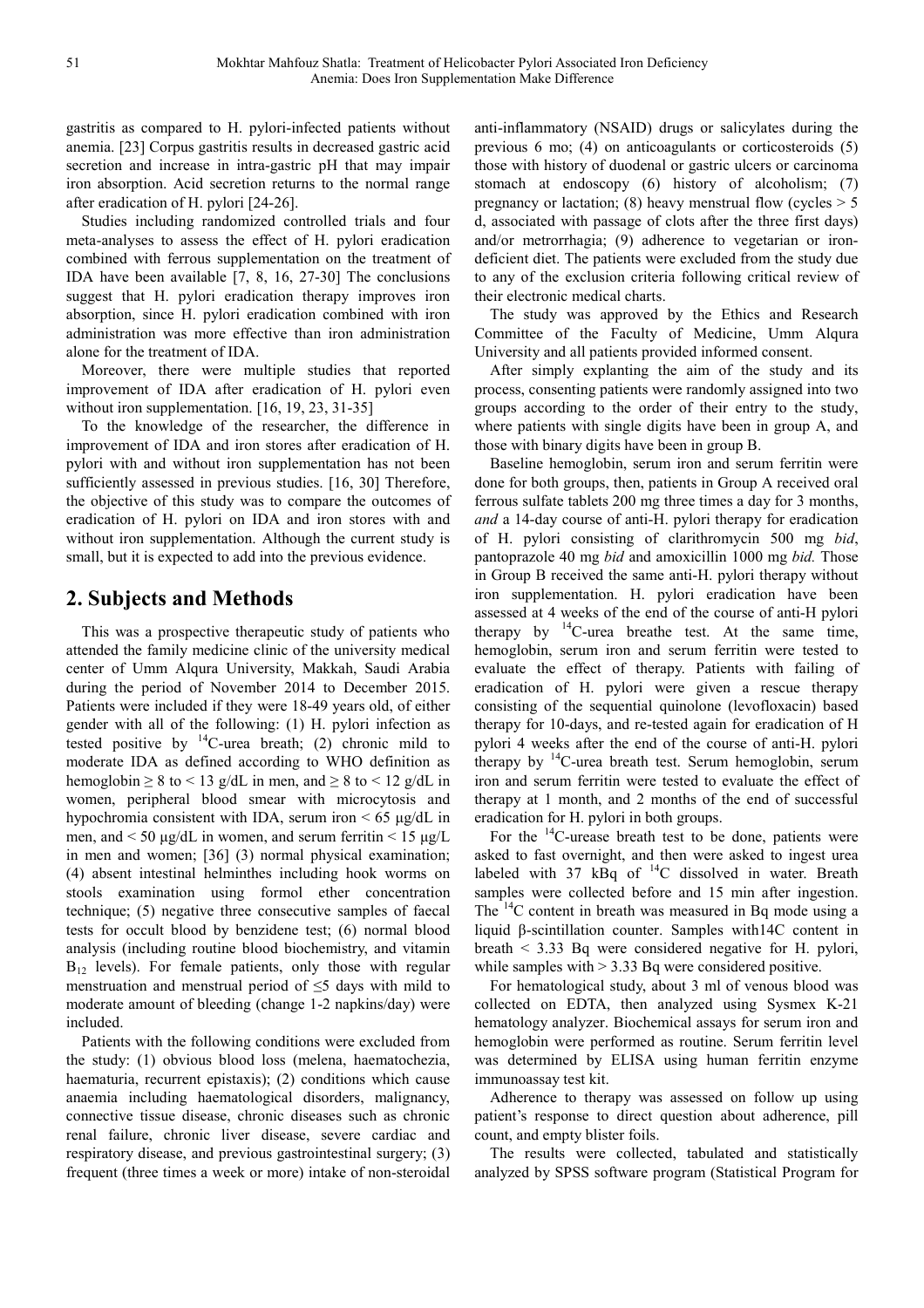gastritis as compared to H. pylori-infected patients without anemia. [23] Corpus gastritis results in decreased gastric acid secretion and increase in intra-gastric pH that may impair iron absorption. Acid secretion returns to the normal range after eradication of H. pylori [24-26].

Studies including randomized controlled trials and four meta-analyses to assess the effect of H. pylori eradication combined with ferrous supplementation on the treatment of IDA have been available [7, 8, 16, 27-30] The conclusions suggest that H. pylori eradication therapy improves iron absorption, since H. pylori eradication combined with iron administration was more effective than iron administration alone for the treatment of IDA.

Moreover, there were multiple studies that reported improvement of IDA after eradication of H. pylori even without iron supplementation. [16, 19, 23, 31-35]

To the knowledge of the researcher, the difference in improvement of IDA and iron stores after eradication of H. pylori with and without iron supplementation has not been sufficiently assessed in previous studies. [16, 30] Therefore, the objective of this study was to compare the outcomes of eradication of H. pylori on IDA and iron stores with and without iron supplementation. Although the current study is small, but it is expected to add into the previous evidence.

## 2. Subjects and Methods

This was a prospective therapeutic study of patients who attended the family medicine clinic of the university medical center of Umm Alqura University, Makkah, Saudi Arabia during the period of November 2014 to December 2015. Patients were included if they were 18-49 years old, of either gender with all of the following: (1) H. pylori infection as tested positive by $^{14}$C-urea breath; (2) chronic mild to moderate IDA as defined according to WHO definition as hemoglobin ≥ 8 to < 13 g/dL in men, and ≥ 8 to < 12 g/dL in women, peripheral blood smear with microcytosis and hypochromia consistent with IDA, serum iron < 65 µg/dL in men, and < 50 µg/dL in women, and serum ferritin < 15 µg/L in men and women; [36] (3) normal physical examination; (4) absent intestinal helminthes including hook worms on stools examination using formol ether concentration technique; (5) negative three consecutive samples of faecal tests for occult blood by benzidene test; (6) normal blood analysis (including routine blood biochemistry, and vitamin $B_{12}$ levels). For female patients, only those with regular menstruation and menstrual period of ≤5 days with mild to moderate amount of bleeding (change 1-2 napkins/day) were included.

Patients with the following conditions were excluded from the study: (1) obvious blood loss (melena, haematochezia, haematuria, recurrent epistaxis); (2) conditions which cause anaemia including haematological disorders, malignancy, connective tissue disease, chronic diseases such as chronic renal failure, chronic liver disease, severe cardiac and respiratory disease, and previous gastrointestinal surgery; (3) frequent (three times a week or more) intake of non-steroidal anti-inflammatory (NSAID) drugs or salicylates during the previous 6 mo; (4) on anticoagulants or corticosteroids (5) those with history of duodenal or gastric ulcers or carcinoma stomach at endoscopy (6) history of alcoholism; (7) pregnancy or lactation; (8) heavy menstrual flow (cycles > 5 d, associated with passage of clots after the three first days) and/or metrorrhagia; (9) adherence to vegetarian or iron-deficient diet. The patients were excluded from the study due to any of the exclusion criteria following critical review of their electronic medical charts.

The study was approved by the Ethics and Research Committee of the Faculty of Medicine, Umm Alqura University and all patients provided informed consent.

After simply explanting the aim of the study and its process, consenting patients were randomly assigned into two groups according to the order of their entry to the study, where patients with single digits have been in group A, and those with binary digits have been in group B.

Baseline hemoglobin, serum iron and serum ferritin were done for both groups, then, patients in Group A received oral ferrous sulfate tablets 200 mg three times a day for 3 months, *and* a 14-day course of anti-H. pylori therapy for eradication of H. pylori consisting of clarithromycin 500 mg *bid*, pantoprazole 40 mg *bid* and amoxicillin 1000 mg *bid.* Those in Group B received the same anti-H. pylori therapy without iron supplementation. H. pylori eradication have been assessed at 4 weeks of the end of the course of anti-H pylori therapy by $^{14}$C-urea breathe test. At the same time, hemoglobin, serum iron and serum ferritin were tested to evaluate the effect of therapy. Patients with failing of eradication of H. pylori were given a rescue therapy consisting of the sequential quinolone (levofloxacin) based therapy for 10-days, and re-tested again for eradication of H pylori 4 weeks after the end of the course of anti-H. pylori therapy by $^{14}$C-urea breath test. Serum hemoglobin, serum iron and serum ferritin were tested to evaluate the effect of therapy at 1 month, and 2 months of the end of successful eradication for H. pylori in both groups.

For the $^{14}$C-urease breath test to be done, patients were asked to fast overnight, and then were asked to ingest urea labeled with 37 kBq of $^{14}$C dissolved in water. Breath samples were collected before and 15 min after ingestion. The $^{14}$C content in breath was measured in Bq mode using a liquid β-scintillation counter. Samples with14C content in breath < 3.33 Bq were considered negative for H. pylori, while samples with > 3.33 Bq were considered positive.

For hematological study, about 3 ml of venous blood was collected on EDTA, then analyzed using Sysmex K-21 hematology analyzer. Biochemical assays for serum iron and hemoglobin were performed as routine. Serum ferritin level was determined by ELISA using human ferritin enzyme immunoassay test kit.

Adherence to therapy was assessed on follow up using patient's response to direct question about adherence, pill count, and empty blister foils.

The results were collected, tabulated and statistically analyzed by SPSS software program (Statistical Program for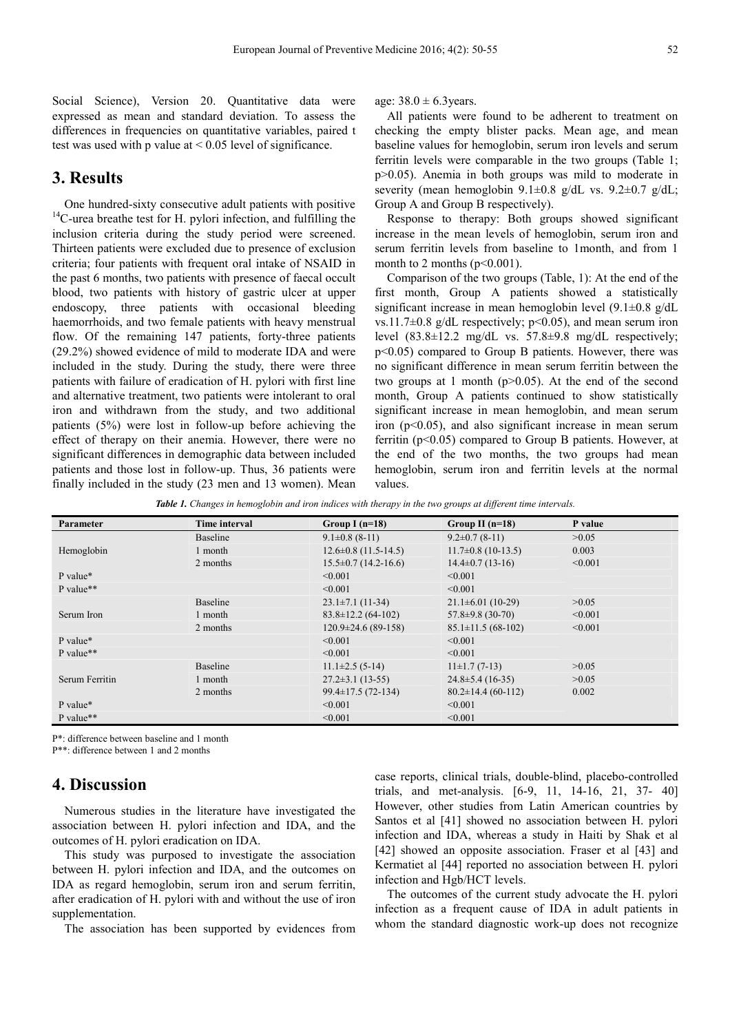Social Science), Version 20. Quantitative data were expressed as mean and standard deviation. To assess the differences in frequencies on quantitative variables, paired t test was used with p value at < 0.05 level of significance.

## 3. Results

One hundred-sixty consecutive adult patients with positive $^{14}$C-urea breathe test for H. pylori infection, and fulfilling the inclusion criteria during the study period were screened. Thirteen patients were excluded due to presence of exclusion criteria; four patients with frequent oral intake of NSAID in the past 6 months, two patients with presence of faecal occult blood, two patients with history of gastric ulcer at upper endoscopy, three patients with occasional bleeding haemorrhoids, and two female patients with heavy menstrual flow. Of the remaining 147 patients, forty-three patients (29.2%) showed evidence of mild to moderate IDA and were included in the study. During the study, there were three patients with failure of eradication of H. pylori with first line and alternative treatment, two patients were intolerant to oral iron and withdrawn from the study, and two additional patients (5%) were lost in follow-up before achieving the effect of therapy on their anemia. However, there were no significant differences in demographic data between included patients and those lost in follow-up. Thus, 36 patients were finally included in the study (23 men and 13 women). Mean age: 38.0 ± 6.3years.

All patients were found to be adherent to treatment on checking the empty blister packs. Mean age, and mean baseline values for hemoglobin, serum iron levels and serum ferritin levels were comparable in the two groups (Table 1; p>0.05). Anemia in both groups was mild to moderate in severity (mean hemoglobin 9.1±0.8 g/dL vs. 9.2±0.7 g/dL; Group A and Group B respectively).

Response to therapy: Both groups showed significant increase in the mean levels of hemoglobin, serum iron and serum ferritin levels from baseline to 1month, and from 1 month to 2 months (p<0.001).

Comparison of the two groups (Table, 1): At the end of the first month, Group A patients showed a statistically significant increase in mean hemoglobin level (9.1±0.8 g/dL vs.11.7±0.8 g/dL respectively; p<0.05), and mean serum iron level (83.8±12.2 mg/dL vs. 57.8±9.8 mg/dL respectively; p<0.05) compared to Group B patients. However, there was no significant difference in mean serum ferritin between the two groups at 1 month (p>0.05). At the end of the second month, Group A patients continued to show statistically significant increase in mean hemoglobin, and mean serum iron (p<0.05), and also significant increase in mean serum ferritin (p<0.05) compared to Group B patients. However, at the end of the two months, the two groups had mean hemoglobin, serum iron and ferritin levels at the normal values.

***Table 1.*** *Changes in hemoglobin and iron indices with therapy in the two groups at different time intervals.*

| Parameter | Time interval | Group I (n=18) | Group II (n=18) | P value |
|---|---|---|---|---|
| Hemoglobin | Baseline | 9.1±0.8 (8-11) | 9.2±0.7 (8-11) | >0.05 |
| | 1 month | 12.6±0.8 (11.5-14.5) | 11.7±0.8 (10-13.5) | 0.003 |
| | 2 months | 15.5±0.7 (14.2-16.6) | 14.4±0.7 (13-16) | <0.001 |
| P value* | | <0.001 | <0.001 | |
| P value** | | <0.001 | <0.001 | |
| Serum Iron | Baseline | 23.1±7.1 (11-34) | 21.1±6.01 (10-29) | >0.05 |
| | 1 month | 83.8±12.2 (64-102) | 57.8±9.8 (30-70) | <0.001 |
| | 2 months | 120.9±24.6 (89-158) | 85.1±11.5 (68-102) | <0.001 |
| P value* | | <0.001 | <0.001 | |
| P value** | | <0.001 | <0.001 | |
| Serum Ferritin | Baseline | 11.1±2.5 (5-14) | 11±1.7 (7-13) | >0.05 |
| | 1 month | 27.2±3.1 (13-55) | 24.8±5.4 (16-35) | >0.05 |
| | 2 months | 99.4±17.5 (72-134) | 80.2±14.4 (60-112) | 0.002 |
| P value* | | <0.001 | <0.001 | |
| P value** | | <0.001 | <0.001 | |

P*: difference between baseline and 1 month

P**: difference between 1 and 2 months

## 4. Discussion

Numerous studies in the literature have investigated the association between H. pylori infection and IDA, and the outcomes of H. pylori eradication on IDA.

This study was purposed to investigate the association between H. pylori infection and IDA, and the outcomes on IDA as regard hemoglobin, serum iron and serum ferritin, after eradication of H. pylori with and without the use of iron supplementation.

The association has been supported by evidences from case reports, clinical trials, double-blind, placebo-controlled trials, and met-analysis. [6-9, 11, 14-16, 21, 37- 40] However, other studies from Latin American countries by Santos et al [41] showed no association between H. pylori infection and IDA, whereas a study in Haiti by Shak et al [42] showed an opposite association. Fraser et al [43] and Kermatiet al [44] reported no association between H. pylori infection and Hgb/HCT levels.

The outcomes of the current study advocate the H. pylori infection as a frequent cause of IDA in adult patients in whom the standard diagnostic work-up does not recognize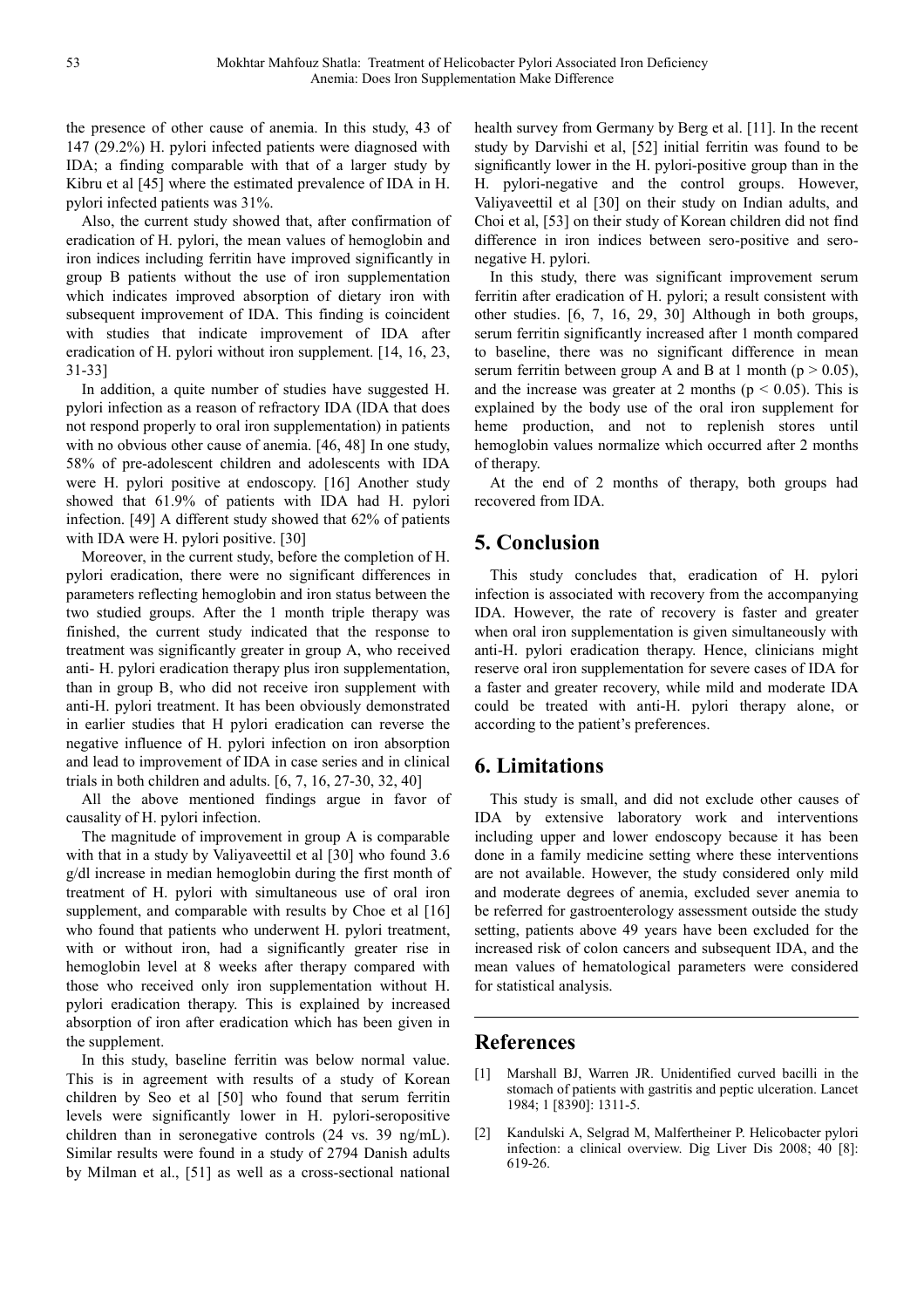the presence of other cause of anemia. In this study, 43 of 147 (29.2%) H. pylori infected patients were diagnosed with IDA; a finding comparable with that of a larger study by Kibru et al [45] where the estimated prevalence of IDA in H. pylori infected patients was 31%.

Also, the current study showed that, after confirmation of eradication of H. pylori, the mean values of hemoglobin and iron indices including ferritin have improved significantly in group B patients without the use of iron supplementation which indicates improved absorption of dietary iron with subsequent improvement of IDA. This finding is coincident with studies that indicate improvement of IDA after eradication of H. pylori without iron supplement. [14, 16, 23, 31-33]

In addition, a quite number of studies have suggested H. pylori infection as a reason of refractory IDA (IDA that does not respond properly to oral iron supplementation) in patients with no obvious other cause of anemia. [46, 48] In one study, 58% of pre-adolescent children and adolescents with IDA were H. pylori positive at endoscopy. [16] Another study showed that 61.9% of patients with IDA had H. pylori infection. [49] A different study showed that 62% of patients with IDA were H. pylori positive. [30]

Moreover, in the current study, before the completion of H. pylori eradication, there were no significant differences in parameters reflecting hemoglobin and iron status between the two studied groups. After the 1 month triple therapy was finished, the current study indicated that the response to treatment was significantly greater in group A, who received anti- H. pylori eradication therapy plus iron supplementation, than in group B, who did not receive iron supplement with anti-H. pylori treatment. It has been obviously demonstrated in earlier studies that H pylori eradication can reverse the negative influence of H. pylori infection on iron absorption and lead to improvement of IDA in case series and in clinical trials in both children and adults. [6, 7, 16, 27-30, 32, 40]

All the above mentioned findings argue in favor of causality of H. pylori infection.

The magnitude of improvement in group A is comparable with that in a study by Valiyaveettil et al [30] who found 3.6 g/dl increase in median hemoglobin during the first month of treatment of H. pylori with simultaneous use of oral iron supplement, and comparable with results by Choe et al [16] who found that patients who underwent H. pylori treatment, with or without iron, had a significantly greater rise in hemoglobin level at 8 weeks after therapy compared with those who received only iron supplementation without H. pylori eradication therapy. This is explained by increased absorption of iron after eradication which has been given in the supplement.

In this study, baseline ferritin was below normal value. This is in agreement with results of a study of Korean children by Seo et al [50] who found that serum ferritin levels were significantly lower in H. pylori-seropositive children than in seronegative controls (24 vs. 39 ng/mL). Similar results were found in a study of 2794 Danish adults by Milman et al., [51] as well as a cross-sectional national health survey from Germany by Berg et al. [11]. In the recent study by Darvishi et al, [52] initial ferritin was found to be significantly lower in the H. pylori-positive group than in the H. pylori-negative and the control groups. However, Valiyaveettil et al [30] on their study on Indian adults, and Choi et al, [53] on their study of Korean children did not find difference in iron indices between sero-positive and sero-negative H. pylori.

In this study, there was significant improvement serum ferritin after eradication of H. pylori; a result consistent with other studies. [6, 7, 16, 29, 30] Although in both groups, serum ferritin significantly increased after 1 month compared to baseline, there was no significant difference in mean serum ferritin between group A and B at 1 month ($p > 0.05$), and the increase was greater at 2 months ($p < 0.05$). This is explained by the body use of the oral iron supplement for heme production, and not to replenish stores until hemoglobin values normalize which occurred after 2 months of therapy.

At the end of 2 months of therapy, both groups had recovered from IDA.

## 5. Conclusion

This study concludes that, eradication of H. pylori infection is associated with recovery from the accompanying IDA. However, the rate of recovery is faster and greater when oral iron supplementation is given simultaneously with anti-H. pylori eradication therapy. Hence, clinicians might reserve oral iron supplementation for severe cases of IDA for a faster and greater recovery, while mild and moderate IDA could be treated with anti-H. pylori therapy alone, or according to the patient's preferences.

## 6. Limitations

This study is small, and did not exclude other causes of IDA by extensive laboratory work and interventions including upper and lower endoscopy because it has been done in a family medicine setting where these interventions are not available. However, the study considered only mild and moderate degrees of anemia, excluded sever anemia to be referred for gastroenterology assessment outside the study setting, patients above 49 years have been excluded for the increased risk of colon cancers and subsequent IDA, and the mean values of hematological parameters were considered for statistical analysis.

## References

[1] Marshall BJ, Warren JR. Unidentified curved bacilli in the stomach of patients with gastritis and peptic ulceration. Lancet 1984; 1 [8390]: 1311-5.

[2] Kandulski A, Selgrad M, Malfertheiner P. Helicobacter pylori infection: a clinical overview. Dig Liver Dis 2008; 40 [8]: 619-26.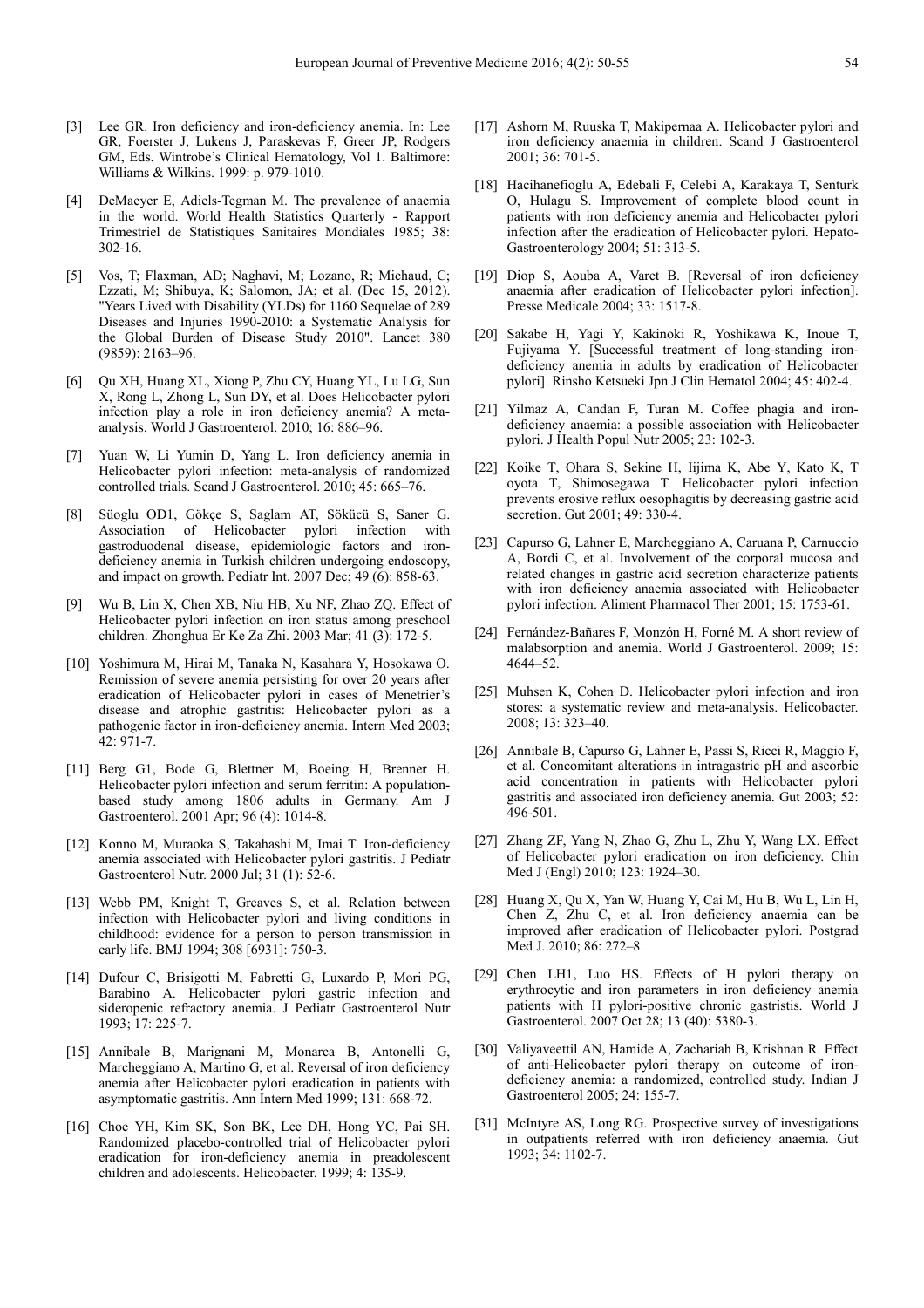[3] Lee GR. Iron deficiency and iron-deficiency anemia. In: Lee GR, Foerster J, Lukens J, Paraskevas F, Greer JP, Rodgers GM, Eds. Wintrobe's Clinical Hematology, Vol 1. Baltimore: Williams & Wilkins. 1999: p. 979-1010.

[4] DeMaeyer E, Adiels-Tegman M. The prevalence of anaemia in the world. World Health Statistics Quarterly - Rapport Trimestriel de Statistiques Sanitaires Mondiales 1985; 38: 302-16.

[5] Vos, T; Flaxman, AD; Naghavi, M; Lozano, R; Michaud, C; Ezzati, M; Shibuya, K; Salomon, JA; et al. (Dec 15, 2012). "Years Lived with Disability (YLDs) for 1160 Sequelae of 289 Diseases and Injuries 1990-2010: a Systematic Analysis for the Global Burden of Disease Study 2010". Lancet 380 (9859): 2163–96.

[6] Qu XH, Huang XL, Xiong P, Zhu CY, Huang YL, Lu LG, Sun X, Rong L, Zhong L, Sun DY, et al. Does Helicobacter pylori infection play a role in iron deficiency anemia? A meta-analysis. World J Gastroenterol. 2010; 16: 886–96.

[7] Yuan W, Li Yumin D, Yang L. Iron deficiency anemia in Helicobacter pylori infection: meta-analysis of randomized controlled trials. Scand J Gastroenterol. 2010; 45: 665–76.

[8] Süoglu OD1, Gökçe S, Saglam AT, Sökücü S, Saner G. Association of Helicobacter pylori infection with gastroduodenal disease, epidemiologic factors and iron-deficiency anemia in Turkish children undergoing endoscopy, and impact on growth. Pediatr Int. 2007 Dec; 49 (6): 858-63.

[9] Wu B, Lin X, Chen XB, Niu HB, Xu NF, Zhao ZQ. Effect of Helicobacter pylori infection on iron status among preschool children. Zhonghua Er Ke Za Zhi. 2003 Mar; 41 (3): 172-5.

[10] Yoshimura M, Hirai M, Tanaka N, Kasahara Y, Hosokawa O. Remission of severe anemia persisting for over 20 years after eradication of Helicobacter pylori in cases of Menetrier's disease and atrophic gastritis: Helicobacter pylori as a pathogenic factor in iron-deficiency anemia. Intern Med 2003; 42: 971-7.

[11] Berg G1, Bode G, Blettner M, Boeing H, Brenner H. Helicobacter pylori infection and serum ferritin: A population-based study among 1806 adults in Germany. Am J Gastroenterol. 2001 Apr; 96 (4): 1014-8.

[12] Konno M, Muraoka S, Takahashi M, Imai T. Iron-deficiency anemia associated with Helicobacter pylori gastritis. J Pediatr Gastroenterol Nutr. 2000 Jul; 31 (1): 52-6.

[13] Webb PM, Knight T, Greaves S, et al. Relation between infection with Helicobacter pylori and living conditions in childhood: evidence for a person to person transmission in early life. BMJ 1994; 308 [6931]: 750-3.

[14] Dufour C, Brisigotti M, Fabretti G, Luxardo P, Mori PG, Barabino A. Helicobacter pylori gastric infection and sideropenic refractory anemia. J Pediatr Gastroenterol Nutr 1993; 17: 225-7.

[15] Annibale B, Marignani M, Monarca B, Antonelli G, Marcheggiano A, Martino G, et al. Reversal of iron deficiency anemia after Helicobacter pylori eradication in patients with asymptomatic gastritis. Ann Intern Med 1999; 131: 668-72.

[16] Choe YH, Kim SK, Son BK, Lee DH, Hong YC, Pai SH. Randomized placebo-controlled trial of Helicobacter pylori eradication for iron-deficiency anemia in preadolescent children and adolescents. Helicobacter. 1999; 4: 135-9.

[17] Ashorn M, Ruuska T, Makipernaa A. Helicobacter pylori and iron deficiency anaemia in children. Scand J Gastroenterol 2001; 36: 701-5.

[18] Hacihanefioglu A, Edebali F, Celebi A, Karakaya T, Senturk O, Hulagu S. Improvement of complete blood count in patients with iron deficiency anemia and Helicobacter pylori infection after the eradication of Helicobacter pylori. Hepato-Gastroenterology 2004; 51: 313-5.

[19] Diop S, Aouba A, Varet B. [Reversal of iron deficiency anaemia after eradication of Helicobacter pylori infection]. Presse Medicale 2004; 33: 1517-8.

[20] Sakabe H, Yagi Y, Kinakoi R, Yoshikawa K, Inoue T, Fujiyama Y. [Successful treatment of long-standing iron-deficiency anemia in adults by eradication of Helicobacter pylori]. Rinsho Ketsueki Jpn J Clin Hematol 2004; 45: 402-4.

[21] Yilmaz A, Candan F, Turan M. Coffee phagia and iron-deficiency anemia: a possible association with Helicobacter pylori. J Health Popul Nutr 2005; 23: 102-3.

[22] Koike T, Ohara S, Sekine H, Iijima K, Abe Y, Kato K, T oyota T, Shimosegawa T. Helicobacter pylori infection prevents erosive reflux oesophagitis by decreasing gastric acid secretion. Gut 2001; 49: 330-4.

[23] Capurso G, Lahner E, Marcheggiano A, Caruana P, Carnuccio A, Bordi C, et al. Involvement of the corporal mucosa and related changes in gastric acid secretion characterize patients with iron deficiency anaemia associated with Helicobacter pylori infection. Aliment Pharmacol Ther 2001; 15: 1753-61.

[24] Fernández-Bañares F, Monzón H, Forné M. A short review of malabsorption and anemia. World J Gastroenterol. 2009; 15: 4644–52.

[25] Muhsen K, Cohen D. Helicobacter pylori infection and iron stores: a systematic review and meta-analysis. Helicobacter. 2008; 13: 323–40.

[26] Annibale B, Capurso G, Lahner E, Passi S, Ricci R, Maggio F, et al. Concomitant alterations in intragastric pH and ascorbic acid concentration in patients with Helicobacter pylori gastritis and associated iron deficiency anemia. Gut 2003; 52: 496-501.

[27] Zhang ZF, Yang N, Zhao G, Zhu L, Zhu Y, Wang LX. Effect of Helicobacter pylori eradication on iron deficiency. Chin Med J (Engl) 2010; 123: 1924–30.

[28] Huang X, Qu X, Yan W, Huang Y, Cai M, Hu B, Wu L, Lin H, Chen Z, Zhu C, et al. Iron deficiency anaemia can be improved after eradication of Helicobacter pylori. Postgrad Med J. 2010; 86: 272–8.

[29] Chen LH1, Luo HS. Effects of H pylori therapy on erythrocytic and iron parameters in iron deficiency anemia patients with H pylori-positive chronic gastristis. World J Gastroenterol. 2007 Oct 28; 13 (40): 5380-3.

[30] Valiyaveettil AN, Hamide A, Zachariah B, Krishnan R. Effect of anti-Helicobacter pylori therapy on outcome of iron-deficiency anemia: a randomized, controlled study. Indian J Gastroenterol 2005; 24: 155-7.

[31] McIntyre AS, Long RG. Prospective survey of investigations in outpatients referred with iron deficiency anaemia. Gut 1993; 34: 1102-7.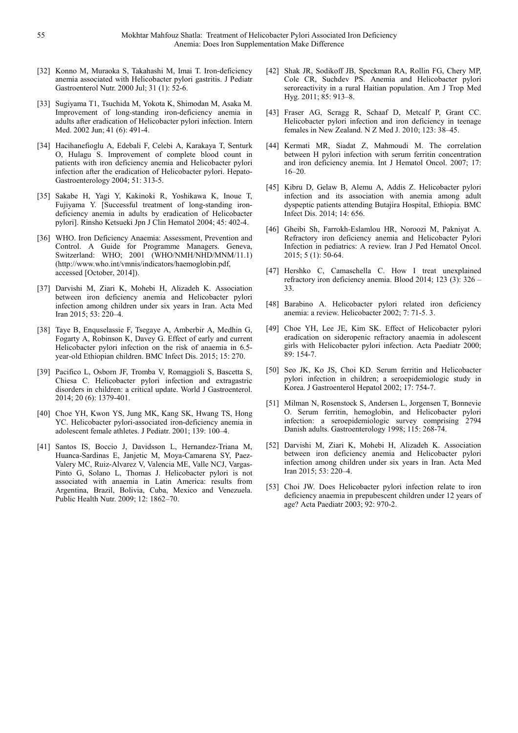[32] Konno M, Muraoka S, Takahashi M, Imai T. Iron-deficiency anemia associated with Helicobacter pylori gastritis. J Pediatr Gastroenterol Nutr. 2000 Jul; 31 (1): 52-6.

[33] Sugiyama T1, Tsuchida M, Yokota K, Shimodan M, Asaka M. Improvement of long-standing iron-deficiency anemia in adults after eradication of Helicobacter pylori infection. Intern Med. 2002 Jun; 41 (6): 491-4.

[34] Hacihanefioglu A, Edebali F, Celebi A, Karakaya T, Senturk O, Hulagu S. Improvement of complete blood count in patients with iron deficiency anemia and Helicobacter pylori infection after the eradication of Helicobacter pylori. Hepato-Gastroenterology 2004; 51: 313-5.

[35] Sakabe H, Yagi Y, Kakinoki R, Yoshikawa K, Inoue T, Fujiyama Y. [Successful treatment of long-standing iron-deficiency anemia in adults by eradication of Helicobacter pylori]. Rinsho Ketsueki Jpn J Clin Hematol 2004; 45: 402-4.

[36] WHO. Iron Deficiency Anaemia: Assessment, Prevention and Control. A Guide for Programme Managers. Geneva, Switzerland: WHO; 2001 (WHO/NMH/NHD/MNM/11.1) (http://www.who.int/vmnis/indicators/haemoglobin.pdf, accessed [October, 2014]).

[37] Darvishi M, Ziari K, Mohebi H, Alizadeh K. Association between iron deficiency anemia and Helicobacter pylori infection among children under six years in Iran. Acta Med Iran 2015; 53: 220–4.

[38] Taye B, Enquselassie F, Tsegaye A, Amberbir A, Medhin G, Fogarty A, Robinson K, Davey G. Effect of early and current Helicobacter pylori infection on the risk of anaemia in 6.5-year-old Ethiopian children. BMC Infect Dis. 2015; 15: 270.

[39] Pacifico L, Osborn JF, Tromba V, Romaggioli S, Bascetta S, Chiesa C. Helicobacter pylori infection and extragastric disorders in children: a critical update. World J Gastroenterol. 2014; 20 (6): 1379-401.

[40] Choe YH, Kwon YS, Jung MK, Kang SK, Hwang TS, Hong YC. Helicobacter pylori-associated iron-deficiency anemia in adolescent female athletes. J Pediatr. 2001; 139: 100–4.

[41] Santos IS, Boccio J, Davidsson L, Hernandez-Triana M, Huanca-Sardinas E, Janjetic M, Moya-Camarena SY, Paez-Valery MC, Ruiz-Alvarez V, Valencia ME, Valle NCJ, Vargas-Pinto G, Solano L, Thomas J. Helicobacter pylori is not associated with anaemia in Latin America: results from Argentina, Brazil, Bolivia, Cuba, Mexico and Venezuela. Public Health Nutr. 2009; 12: 1862–70.

[42] Shak JR, Sodikoff JB, Speckman RA, Rollin FG, Chery MP, Cole CR, Suchdev PS. Anemia and Helicobacter pylori seroreactivity in a rural Haitian population. Am J Trop Med Hyg. 2011; 85: 913–8.

[43] Fraser AG, Scragg R, Schaaf D, Metcalf P, Grant CC. Helicobacter pylori infection and iron deficiency in teenage females in New Zealand. N Z Med J. 2010; 123: 38–45.

[44] Kermati MR, Siadat Z, Mahmoudi M. The correlation between H pylori infection with serum ferritin concentration and iron deficiency anemia. Int J Hematol Oncol. 2007; 17: 16–20.

[45] Kibru D, Gelaw B, Alemu A, Addis Z. Helicobacter pylori infection and its association with anemia among adult dyspeptic patients attending Butajira Hospital, Ethiopia. BMC Infect Dis. 2014; 14: 656.

[46] Gheibi Sh, Farrokh-Eslamlou HR, Noroozi M, Pakniyat A. Refractory iron deficiency anemia and Helicobacter Pylori Infection in pediatrics: A review. Iran J Ped Hematol Oncol. 2015; 5 (1): 50-64.

[47] Hershko C, Camaschella C. How I treat unexplained refractory iron deficiency anemia. Blood 2014; 123 (3): 326 – 33.

[48] Barabino A. Helicobacter pylori related iron deficiency anemia: a review. Helicobacter 2002; 7: 71-5. 3.

[49] Choe YH, Lee JE, Kim SK. Effect of Helicobacter pylori eradication on sideropenic refractory anaemia in adolescent girls with Helicobacter pylori infection. Acta Paediatr 2000; 89: 154-7.

[50] Seo JK, Ko JS, Choi KD. Serum ferritin and Helicobacter pylori infection in children; a seroepidemiologic study in Korea. J Gastroenterol Hepatol 2002; 17: 754-7.

[51] Milman N, Rosenstock S, Andersen L, Jorgensen T, Bonnevie O. Serum ferritin, hemoglobin, and Helicobacter pylori infection: a seroepidemiologic survey comprising 2794 Danish adults. Gastroenterology 1998; 115: 268-74.

[52] Darvishi M, Ziari K, Mohebi H, Alizadeh K. Association between iron deficiency anemia and Helicobacter pylori infection among children under six years in Iran. Acta Med Iran 2015; 53: 220–4.

[53] Choi JW. Does Helicobacter pylori infection relate to iron deficiency anaemia in prepubescent children under 12 years of age? Acta Paediatr 2003; 92: 970-2.